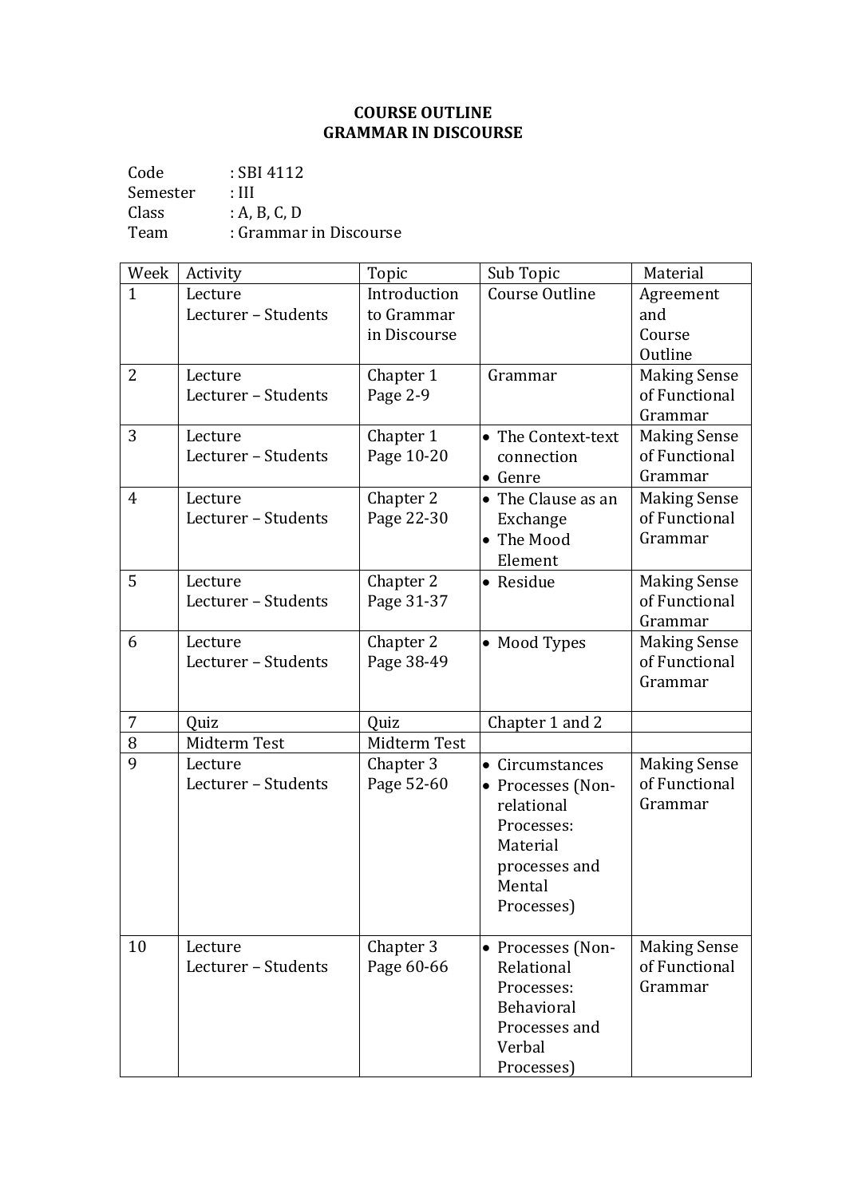# COURSE OUTLINE
# GRAMMAR IN DISCOURSE

Code : SBI 4112
Semester : III
Class : A, B, C, D
Team : Grammar in Discourse

| Week | Activity | Topic | Sub Topic | Material |
|---|---|---|---|---|
| 1 | Lecture<br>Lecturer – Students | Introduction to Grammar in Discourse | Course Outline | Agreement and Course Outline |
| 2 | Lecture<br>Lecturer – Students | Chapter 1<br>Page 2-9 | Grammar | Making Sense of Functional Grammar |
| 3 | Lecture<br>Lecturer – Students | Chapter 1<br>Page 10-20 | • The Context-text connection<br>• Genre | Making Sense of Functional Grammar |
| 4 | Lecture<br>Lecturer – Students | Chapter 2<br>Page 22-30 | • The Clause as an Exchange<br>• The Mood Element | Making Sense of Functional Grammar |
| 5 | Lecture<br>Lecturer – Students | Chapter 2<br>Page 31-37 | • Residue | Making Sense of Functional Grammar |
| 6 | Lecture<br>Lecturer – Students | Chapter 2<br>Page 38-49 | • Mood Types | Making Sense of Functional Grammar |
| 7 | Quiz | Quiz | Chapter 1 and 2 | |
| 8 | Midterm Test | Midterm Test | | |
| 9 | Lecture<br>Lecturer – Students | Chapter 3<br>Page 52-60 | • Circumstances<br>• Processes (Non-relational Processes: Material processes and Mental Processes) | Making Sense of Functional Grammar |
| 10 | Lecture<br>Lecturer – Students | Chapter 3<br>Page 60-66 | • Processes (Non-Relational Processes: Behavioral Processes and Verbal Processes) | Making Sense of Functional Grammar |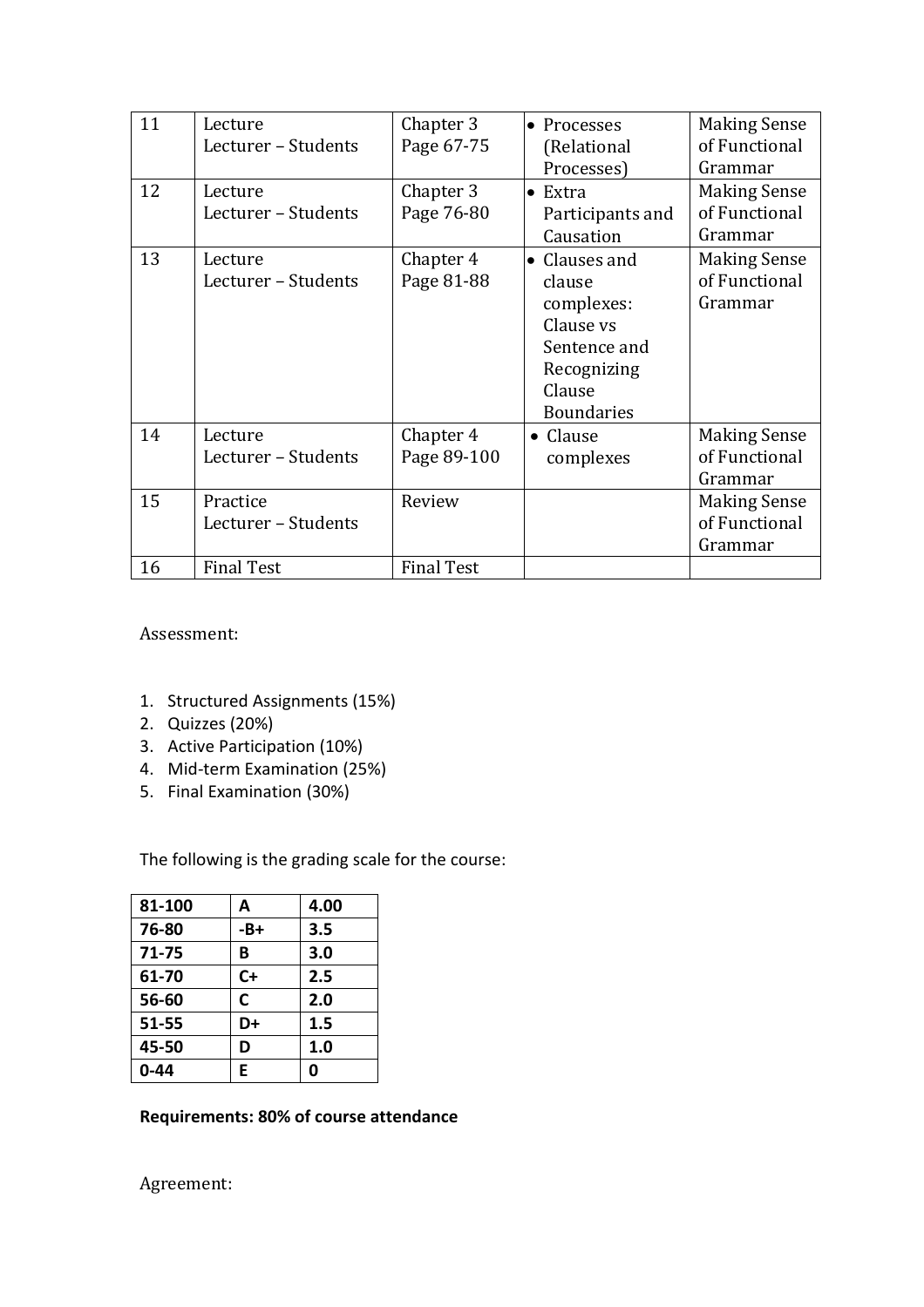| 11 | Lecture Lecturer – Students | Chapter 3 Page 67-75 | • Processes (Relational Processes) | Making Sense of Functional Grammar |
|---|---|---|---|---|
| 12 | Lecture Lecturer – Students | Chapter 3 Page 76-80 | • Extra Participants and Causation | Making Sense of Functional Grammar |
| 13 | Lecture Lecturer – Students | Chapter 4 Page 81-88 | • Clauses and clause complexes: Clause vs Sentence and Recognizing Clause Boundaries | Making Sense of Functional Grammar |
| 14 | Lecture Lecturer – Students | Chapter 4 Page 89-100 | • Clause complexes | Making Sense of Functional Grammar |
| 15 | Practice Lecturer – Students | Review | | Making Sense of Functional Grammar |
| 16 | Final Test | Final Test | | |

Assessment:

1. Structured Assignments (15%)
2. Quizzes (20%)
3. Active Participation (10%)
4. Mid-term Examination (25%)
5. Final Examination (30%)

The following is the grading scale for the course:

| 81-100 | A | 4.00 |
|---|---|---|
| 76-80 | -B+ | 3.5 |
| 71-75 | B | 3.0 |
| 61-70 | C+ | 2.5 |
| 56-60 | C | 2.0 |
| 51-55 | D+ | 1.5 |
| 45-50 | D | 1.0 |
| 0-44 | E | 0 |

**Requirements: 80% of course attendance**

Agreement: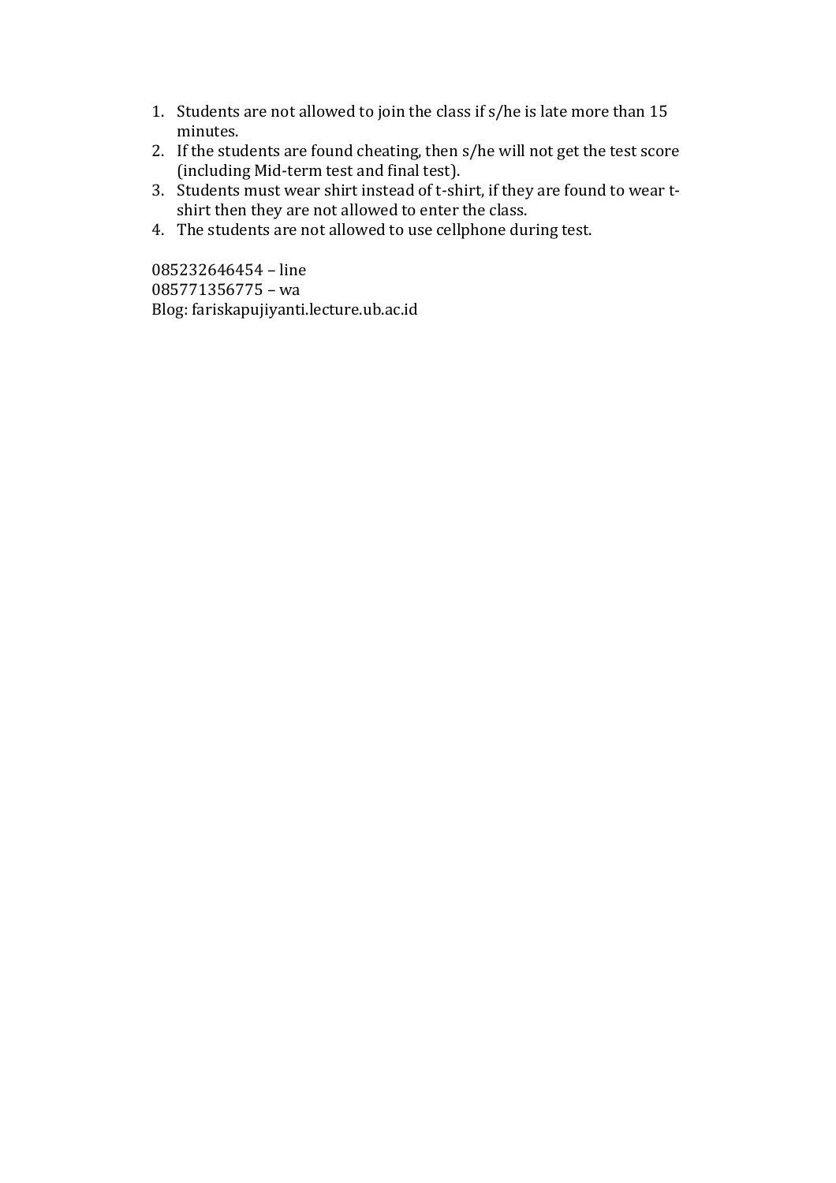1. Students are not allowed to join the class if s/he is late more than 15 minutes.
2. If the students are found cheating, then s/he will not get the test score (including Mid-term test and final test).
3. Students must wear shirt instead of t-shirt, if they are found to wear t-shirt then they are not allowed to enter the class.
4. The students are not allowed to use cellphone during test.

085232646454 – line
085771356775 – wa
Blog: fariskapujiyanti.lecture.ub.ac.id